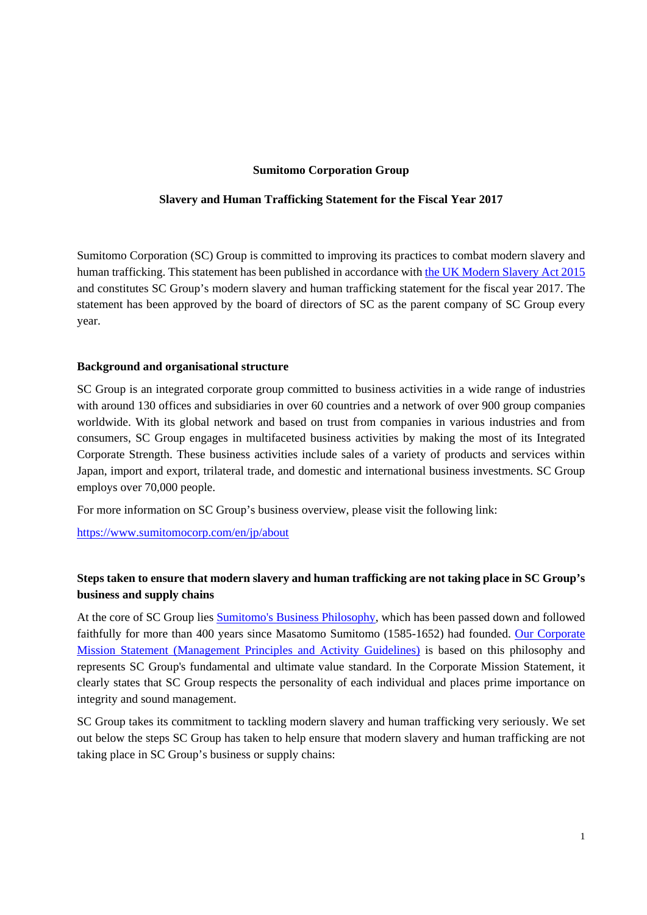# Sumitomo Corporation Group

## Slavery and Human Trafficking Statement for the Fiscal Year 2017

Sumitomo Corporation (SC) Group is committed to improving its practices to combat modern slavery and human trafficking. This statement has been published in accordance with the UK Modern Slavery Act 2015 and constitutes SC Group's modern slavery and human trafficking statement for the fiscal year 2017. The statement has been approved by the board of directors of SC as the parent company of SC Group every year.

### Background and organisational structure

SC Group is an integrated corporate group committed to business activities in a wide range of industries with around 130 offices and subsidiaries in over 60 countries and a network of over 900 group companies worldwide. With its global network and based on trust from companies in various industries and from consumers, SC Group engages in multifaceted business activities by making the most of its Integrated Corporate Strength. These business activities include sales of a variety of products and services within Japan, import and export, trilateral trade, and domestic and international business investments. SC Group employs over 70,000 people.

For more information on SC Group's business overview, please visit the following link:

https://www.sumitomocorp.com/en/jp/about

### Steps taken to ensure that modern slavery and human trafficking are not taking place in SC Group's business and supply chains

At the core of SC Group lies Sumitomo's Business Philosophy, which has been passed down and followed faithfully for more than 400 years since Masatomo Sumitomo (1585-1652) had founded. Our Corporate Mission Statement (Management Principles and Activity Guidelines) is based on this philosophy and represents SC Group's fundamental and ultimate value standard. In the Corporate Mission Statement, it clearly states that SC Group respects the personality of each individual and places prime importance on integrity and sound management.

SC Group takes its commitment to tackling modern slavery and human trafficking very seriously. We set out below the steps SC Group has taken to help ensure that modern slavery and human trafficking are not taking place in SC Group's business or supply chains: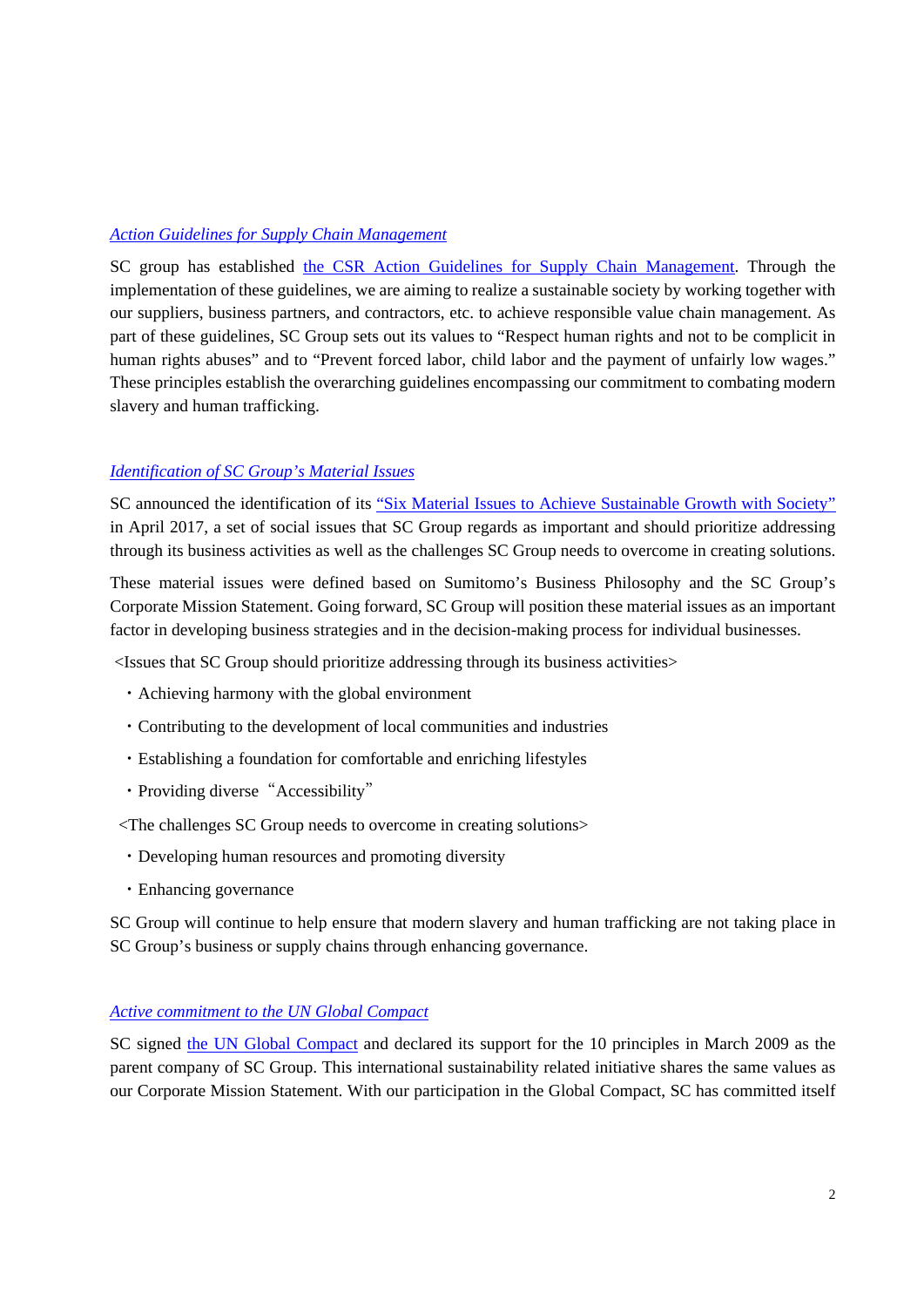### *Action Guidelines for Supply Chain Management*

SC group has established the CSR Action Guidelines for Supply Chain Management. Through the implementation of these guidelines, we are aiming to realize a sustainable society by working together with our suppliers, business partners, and contractors, etc. to achieve responsible value chain management. As part of these guidelines, SC Group sets out its values to "Respect human rights and not to be complicit in human rights abuses" and to "Prevent forced labor, child labor and the payment of unfairly low wages." These principles establish the overarching guidelines encompassing our commitment to combating modern slavery and human trafficking.

### *Identification of SC Group's Material Issues*

SC announced the identification of its "Six Material Issues to Achieve Sustainable Growth with Society" in April 2017, a set of social issues that SC Group regards as important and should prioritize addressing through its business activities as well as the challenges SC Group needs to overcome in creating solutions.

These material issues were defined based on Sumitomo's Business Philosophy and the SC Group's Corporate Mission Statement. Going forward, SC Group will position these material issues as an important factor in developing business strategies and in the decision-making process for individual businesses.

<Issues that SC Group should prioritize addressing through its business activities>

- Achieving harmony with the global environment
- Contributing to the development of local communities and industries
- Establishing a foundation for comfortable and enriching lifestyles
- Providing diverse "Accessibility"

<The challenges SC Group needs to overcome in creating solutions>

- Developing human resources and promoting diversity
- Enhancing governance

SC Group will continue to help ensure that modern slavery and human trafficking are not taking place in SC Group's business or supply chains through enhancing governance.

### *Active commitment to the UN Global Compact*

SC signed the UN Global Compact and declared its support for the 10 principles in March 2009 as the parent company of SC Group. This international sustainability related initiative shares the same values as our Corporate Mission Statement. With our participation in the Global Compact, SC has committed itself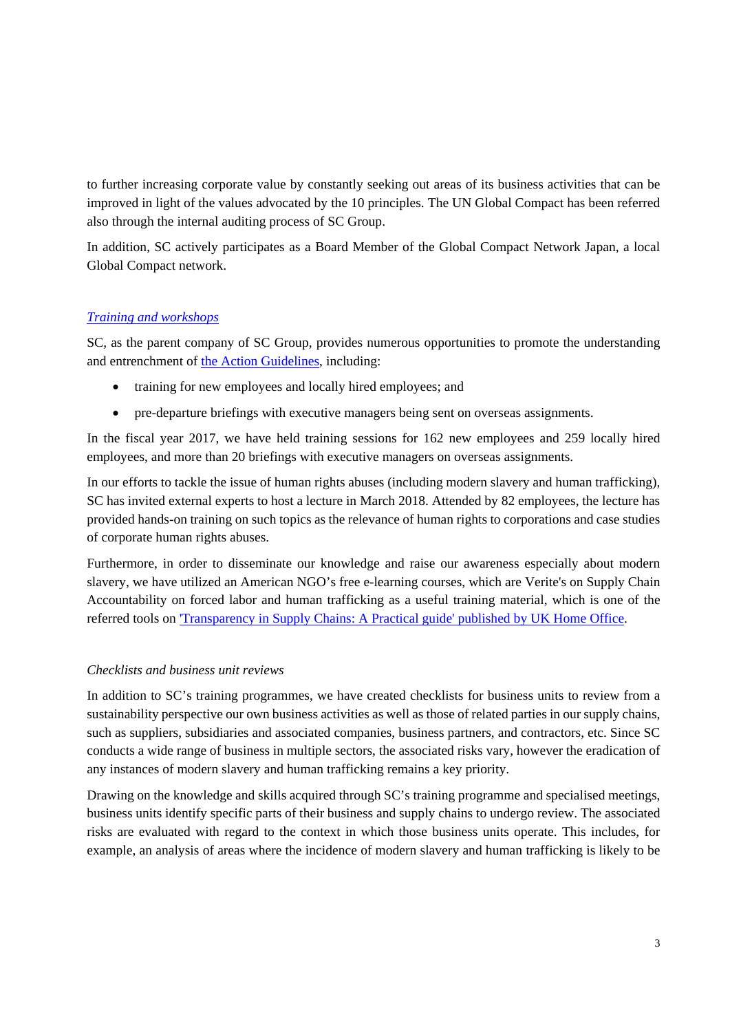to further increasing corporate value by constantly seeking out areas of its business activities that can be improved in light of the values advocated by the 10 principles. The UN Global Compact has been referred also through the internal auditing process of SC Group.

In addition, SC actively participates as a Board Member of the Global Compact Network Japan, a local Global Compact network.

*Training and workshops*

SC, as the parent company of SC Group, provides numerous opportunities to promote the understanding and entrenchment of the Action Guidelines, including:

- training for new employees and locally hired employees; and
- pre-departure briefings with executive managers being sent on overseas assignments.

In the fiscal year 2017, we have held training sessions for 162 new employees and 259 locally hired employees, and more than 20 briefings with executive managers on overseas assignments.

In our efforts to tackle the issue of human rights abuses (including modern slavery and human trafficking), SC has invited external experts to host a lecture in March 2018. Attended by 82 employees, the lecture has provided hands-on training on such topics as the relevance of human rights to corporations and case studies of corporate human rights abuses.

Furthermore, in order to disseminate our knowledge and raise our awareness especially about modern slavery, we have utilized an American NGO's free e-learning courses, which are Verite's on Supply Chain Accountability on forced labor and human trafficking as a useful training material, which is one of the referred tools on 'Transparency in Supply Chains: A Practical guide' published by UK Home Office.

*Checklists and business unit reviews*

In addition to SC's training programmes, we have created checklists for business units to review from a sustainability perspective our own business activities as well as those of related parties in our supply chains, such as suppliers, subsidiaries and associated companies, business partners, and contractors, etc. Since SC conducts a wide range of business in multiple sectors, the associated risks vary, however the eradication of any instances of modern slavery and human trafficking remains a key priority.

Drawing on the knowledge and skills acquired through SC's training programme and specialised meetings, business units identify specific parts of their business and supply chains to undergo review. The associated risks are evaluated with regard to the context in which those business units operate. This includes, for example, an analysis of areas where the incidence of modern slavery and human trafficking is likely to be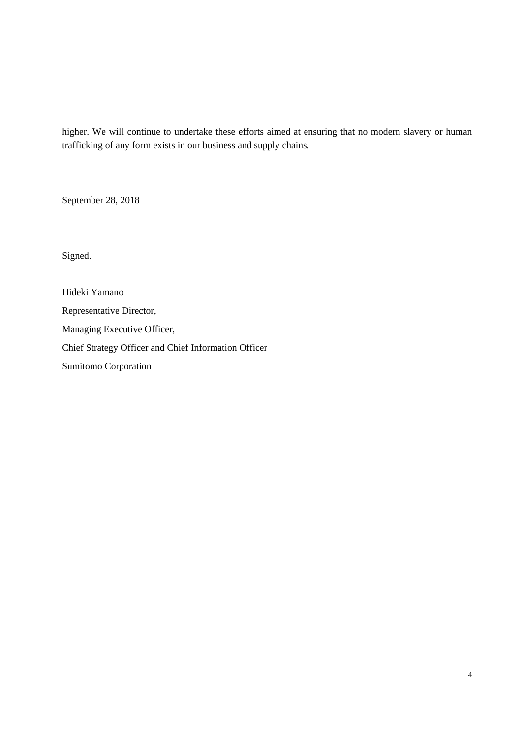higher. We will continue to undertake these efforts aimed at ensuring that no modern slavery or human trafficking of any form exists in our business and supply chains.

September 28, 2018

Signed.

Hideki Yamano

Representative Director,

Managing Executive Officer,

Chief Strategy Officer and Chief Information Officer

Sumitomo Corporation